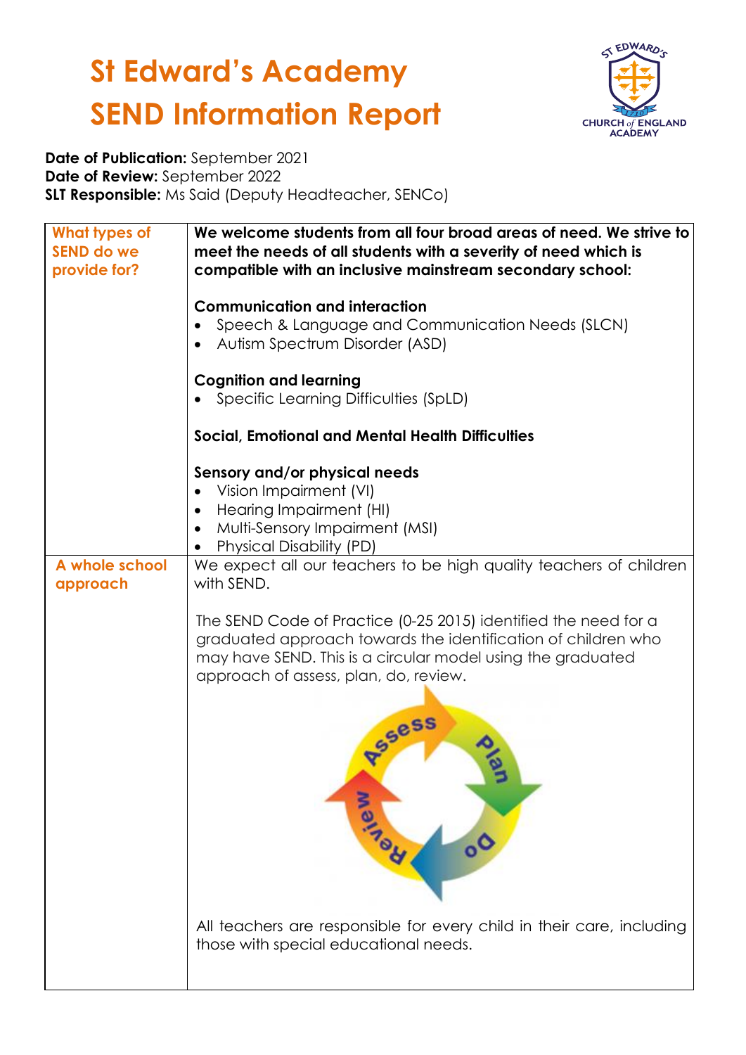# St Edward's Academy
# SEND Information Report

**Date of Publication:** September 2021
**Date of Review:** September 2022
**SLT Responsible:** Ms Said (Deputy Headteacher, SENCo)

| What types of SEND do we provide for? | **We welcome students from all four broad areas of need. We strive to meet the needs of all students with a severity of need which is compatible with an inclusive mainstream secondary school:**<br><br>**Communication and interaction**<br>• Speech & Language and Communication Needs (SLCN)<br>• Autism Spectrum Disorder (ASD)<br><br>**Cognition and learning**<br>• Specific Learning Difficulties (SpLD)<br><br>**Social, Emotional and Mental Health Difficulties**<br><br>**Sensory and/or physical needs**<br>• Vision Impairment (VI)<br>• Hearing Impairment (HI)<br>• Multi-Sensory Impairment (MSI)<br>• Physical Disability (PD) |
|---|---|
| A whole school approach | We expect all our teachers to be high quality teachers of children with SEND.<br><br>The SEND Code of Practice (0-25 2015) identified the need for a graduated approach towards the identification of children who may have SEND. This is a circular model using the graduated approach of assess, plan, do, review.<br><br>Assess → Plan → Do → Review<br><br>All teachers are responsible for every child in their care, including those with special educational needs. |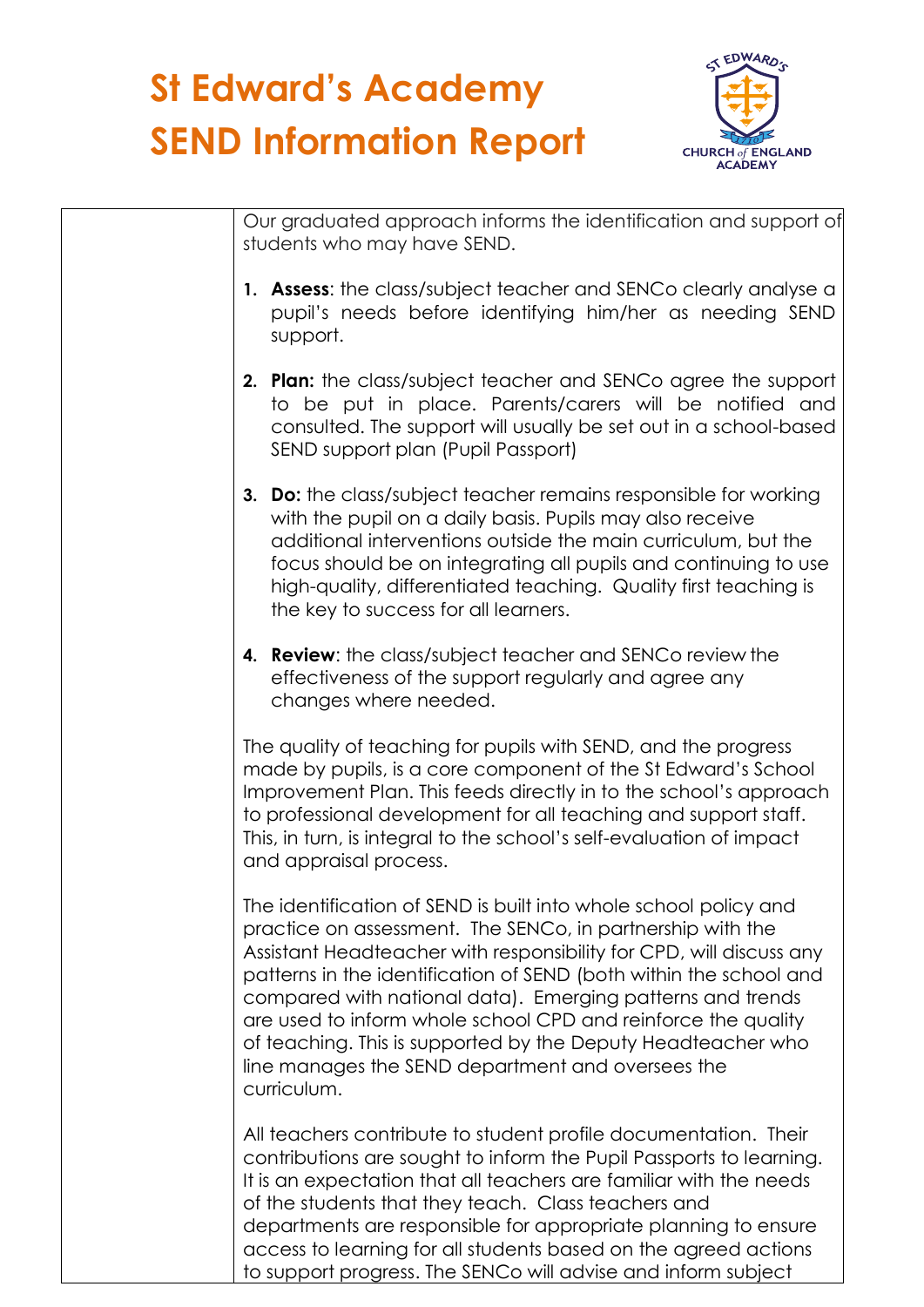# St Edward's Academy SEND Information Report

Our graduated approach informs the identification and support of students who may have SEND.

1. **Assess**: the class/subject teacher and SENCo clearly analyse a pupil's needs before identifying him/her as needing SEND support.
2. **Plan:** the class/subject teacher and SENCo agree the support to be put in place. Parents/carers will be notified and consulted. The support will usually be set out in a school-based SEND support plan (Pupil Passport)
3. **Do:** the class/subject teacher remains responsible for working with the pupil on a daily basis. Pupils may also receive additional interventions outside the main curriculum, but the focus should be on integrating all pupils and continuing to use high-quality, differentiated teaching. Quality first teaching is the key to success for all learners.
4. **Review**: the class/subject teacher and SENCo review the effectiveness of the support regularly and agree any changes where needed.

The quality of teaching for pupils with SEND, and the progress made by pupils, is a core component of the St Edward's School Improvement Plan. This feeds directly in to the school's approach to professional development for all teaching and support staff. This, in turn, is integral to the school's self-evaluation of impact and appraisal process.

The identification of SEND is built into whole school policy and practice on assessment. The SENCo, in partnership with the Assistant Headteacher with responsibility for CPD, will discuss any patterns in the identification of SEND (both within the school and compared with national data). Emerging patterns and trends are used to inform whole school CPD and reinforce the quality of teaching. This is supported by the Deputy Headteacher who line manages the SEND department and oversees the curriculum.

All teachers contribute to student profile documentation. Their contributions are sought to inform the Pupil Passports to learning. It is an expectation that all teachers are familiar with the needs of the students that they teach. Class teachers and departments are responsible for appropriate planning to ensure access to learning for all students based on the agreed actions to support progress. The SENCo will advise and inform subject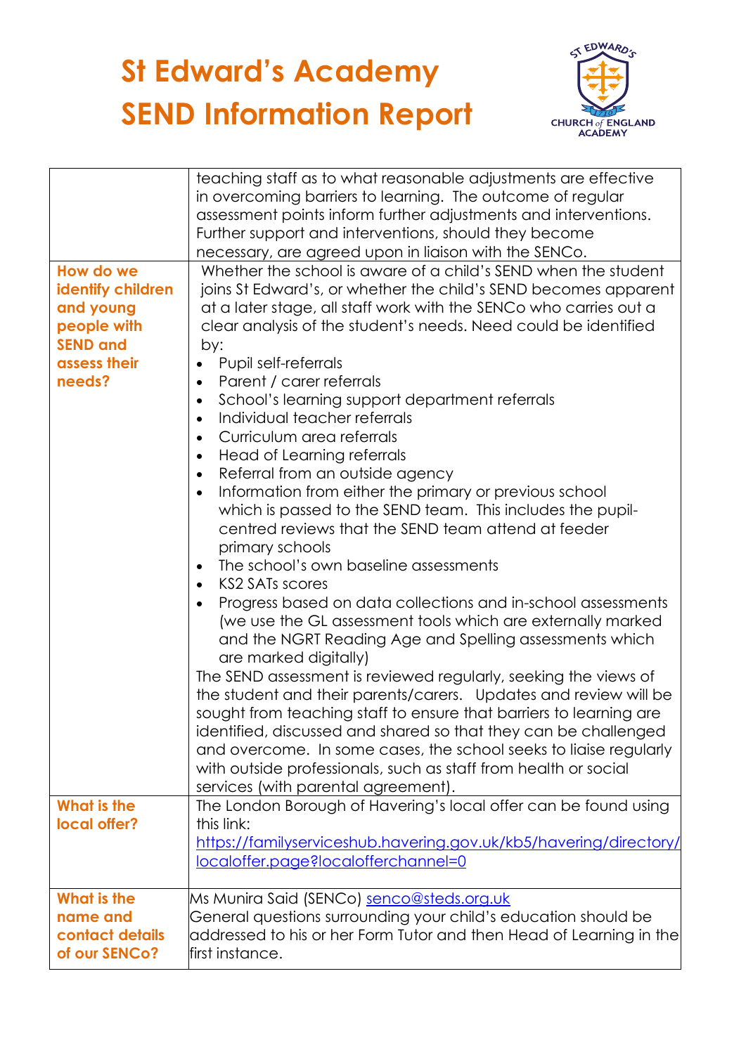# St Edward's Academy
# SEND Information Report

| | |
|---|---|
| | teaching staff as to what reasonable adjustments are effective in overcoming barriers to learning. The outcome of regular assessment points inform further adjustments and interventions. Further support and interventions, should they become necessary, are agreed upon in liaison with the SENCo. |
| **How do we identify children and young people with SEND and assess their needs?** | Whether the school is aware of a child's SEND when the student joins St Edward's, or whether the child's SEND becomes apparent at a later stage, all staff work with the SENCo who carries out a clear analysis of the student's needs. Need could be identified by:<br>• Pupil self-referrals<br>• Parent / carer referrals<br>• School's learning support department referrals<br>• Individual teacher referrals<br>• Curriculum area referrals<br>• Head of Learning referrals<br>• Referral from an outside agency<br>• Information from either the primary or previous school which is passed to the SEND team. This includes the pupil-centred reviews that the SEND team attend at feeder primary schools<br>• The school's own baseline assessments<br>• KS2 SATs scores<br>• Progress based on data collections and in-school assessments (we use the GL assessment tools which are externally marked and the NGRT Reading Age and Spelling assessments which are marked digitally)<br>The SEND assessment is reviewed regularly, seeking the views of the student and their parents/carers. Updates and review will be sought from teaching staff to ensure that barriers to learning are identified, discussed and shared so that they can be challenged and overcome. In some cases, the school seeks to liaise regularly with outside professionals, such as staff from health or social services (with parental agreement). |
| **What is the local offer?** | The London Borough of Havering's local offer can be found using this link:<br>https://familyserviceshub.havering.gov.uk/kb5/havering/directory/localoffer.page?localofferchannel=0 |
| **What is the name and contact details of our SENCo?** | Ms Munira Said (SENCo) senco@steds.org.uk<br>General questions surrounding your child's education should be addressed to his or her Form Tutor and then Head of Learning in the first instance. |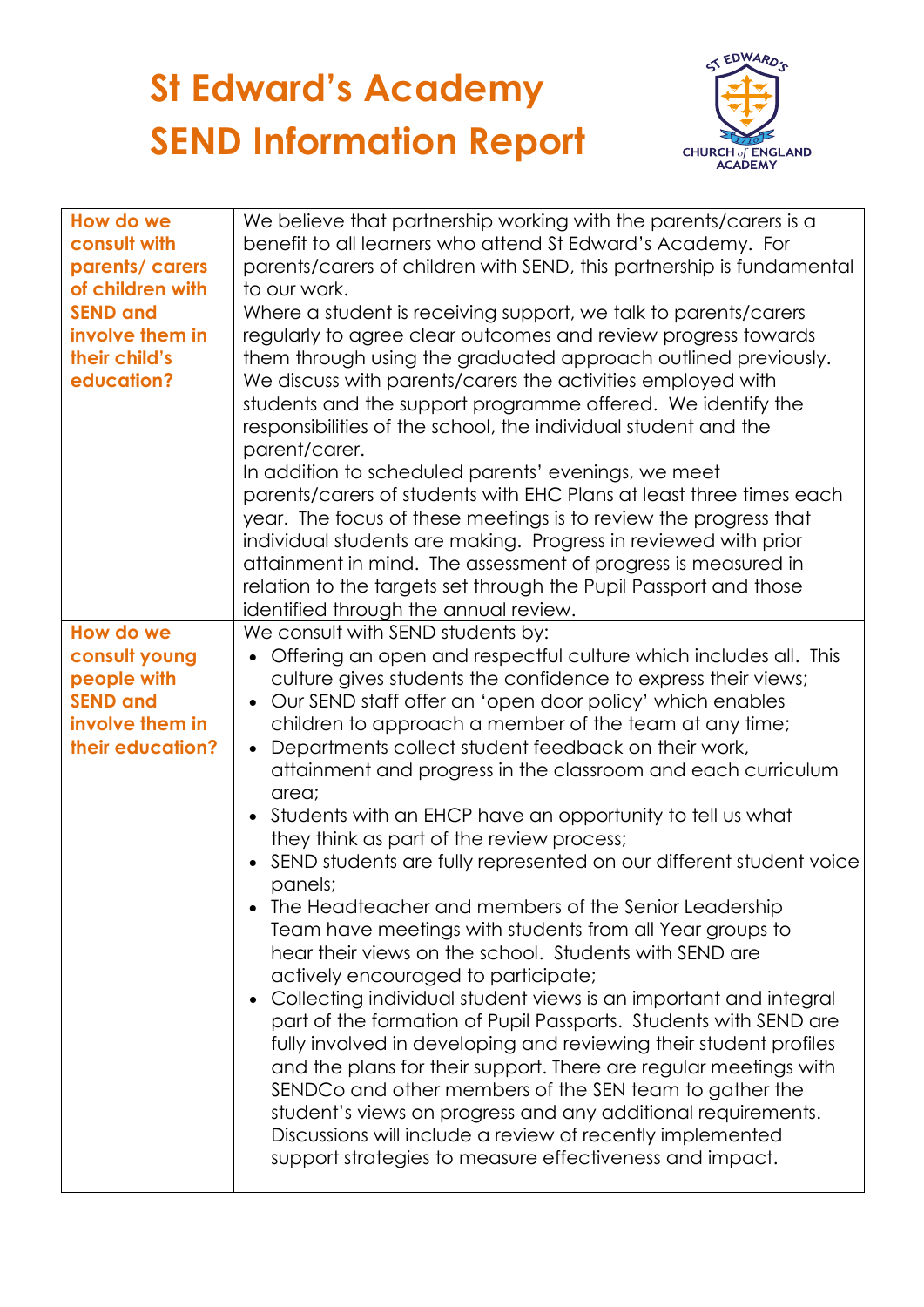# St Edward's Academy
# SEND Information Report

| | |
|---|---|
| **How do we consult with parents/ carers of children with SEND and involve them in their child's education?** | We believe that partnership working with the parents/carers is a benefit to all learners who attend St Edward's Academy. For parents/carers of children with SEND, this partnership is fundamental to our work.<br>Where a student is receiving support, we talk to parents/carers regularly to agree clear outcomes and review progress towards them through using the graduated approach outlined previously. We discuss with parents/carers the activities employed with students and the support programme offered. We identify the responsibilities of the school, the individual student and the parent/carer.<br>In addition to scheduled parents' evenings, we meet parents/carers of students with EHC Plans at least three times each year. The focus of these meetings is to review the progress that individual students are making. Progress in reviewed with prior attainment in mind. The assessment of progress is measured in relation to the targets set through the Pupil Passport and those identified through the annual review. |
| **How do we consult young people with SEND and involve them in their education?** | We consult with SEND students by:<br>• Offering an open and respectful culture which includes all. This culture gives students the confidence to express their views;<br>• Our SEND staff offer an 'open door policy' which enables children to approach a member of the team at any time;<br>• Departments collect student feedback on their work, attainment and progress in the classroom and each curriculum area;<br>• Students with an EHCP have an opportunity to tell us what they think as part of the review process;<br>• SEND students are fully represented on our different student voice panels;<br>• The Headteacher and members of the Senior Leadership Team have meetings with students from all Year groups to hear their views on the school. Students with SEND are actively encouraged to participate;<br>• Collecting individual student views is an important and integral part of the formation of Pupil Passports. Students with SEND are fully involved in developing and reviewing their student profiles and the plans for their support. There are regular meetings with SENDCo and other members of the SEN team to gather the student's views on progress and any additional requirements. Discussions will include a review of recently implemented support strategies to measure effectiveness and impact. |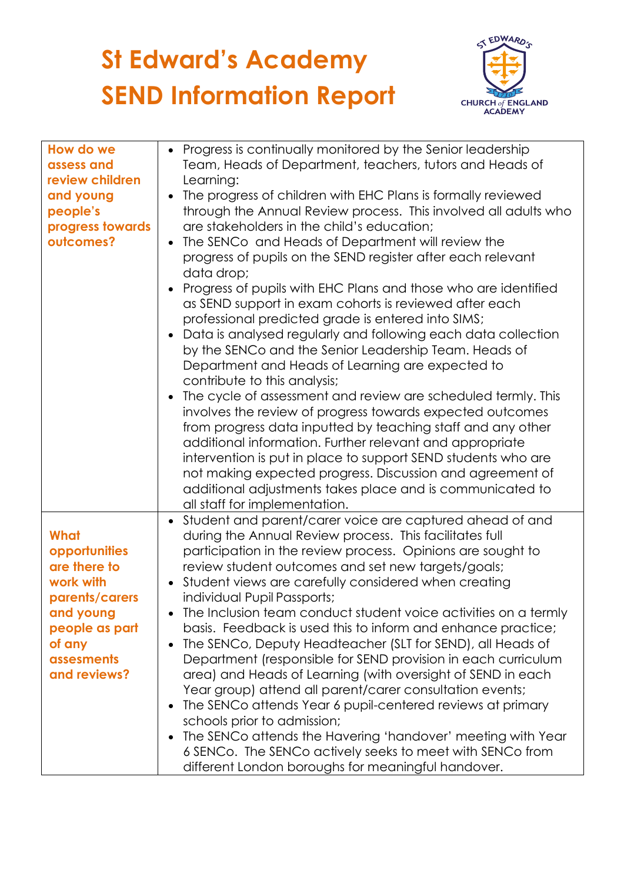# St Edward's Academy SEND Information Report

| | |
|---|---|
| **How do we assess and review children and young people's progress towards outcomes?** | • Progress is continually monitored by the Senior leadership Team, Heads of Department, teachers, tutors and Heads of Learning:<br>• The progress of children with EHC Plans is formally reviewed through the Annual Review process. This involved all adults who are stakeholders in the child's education;<br>• The SENCo and Heads of Department will review the progress of pupils on the SEND register after each relevant data drop;<br>• Progress of pupils with EHC Plans and those who are identified as SEND support in exam cohorts is reviewed after each professional predicted grade is entered into SIMS;<br>• Data is analysed regularly and following each data collection by the SENCo and the Senior Leadership Team. Heads of Department and Heads of Learning are expected to contribute to this analysis;<br>• The cycle of assessment and review are scheduled termly. This involves the review of progress towards expected outcomes from progress data inputted by teaching staff and any other additional information. Further relevant and appropriate intervention is put in place to support SEND students who are not making expected progress. Discussion and agreement of additional adjustments takes place and is communicated to all staff for implementation. |
| **What opportunities are there to work with parents/carers and young people as part of any assesments and reviews?** | • Student and parent/carer voice are captured ahead of and during the Annual Review process. This facilitates full participation in the review process. Opinions are sought to review student outcomes and set new targets/goals;<br>• Student views are carefully considered when creating individual Pupil Passports;<br>• The Inclusion team conduct student voice activities on a termly basis. Feedback is used this to inform and enhance practice;<br>• The SENCo, Deputy Headteacher (SLT for SEND), all Heads of Department (responsible for SEND provision in each curriculum area) and Heads of Learning (with oversight of SEND in each Year group) attend all parent/carer consultation events;<br>• The SENCo attends Year 6 pupil-centered reviews at primary schools prior to admission;<br>• The SENCo attends the Havering 'handover' meeting with Year 6 SENCo. The SENCo actively seeks to meet with SENCo from different London boroughs for meaningful handover. |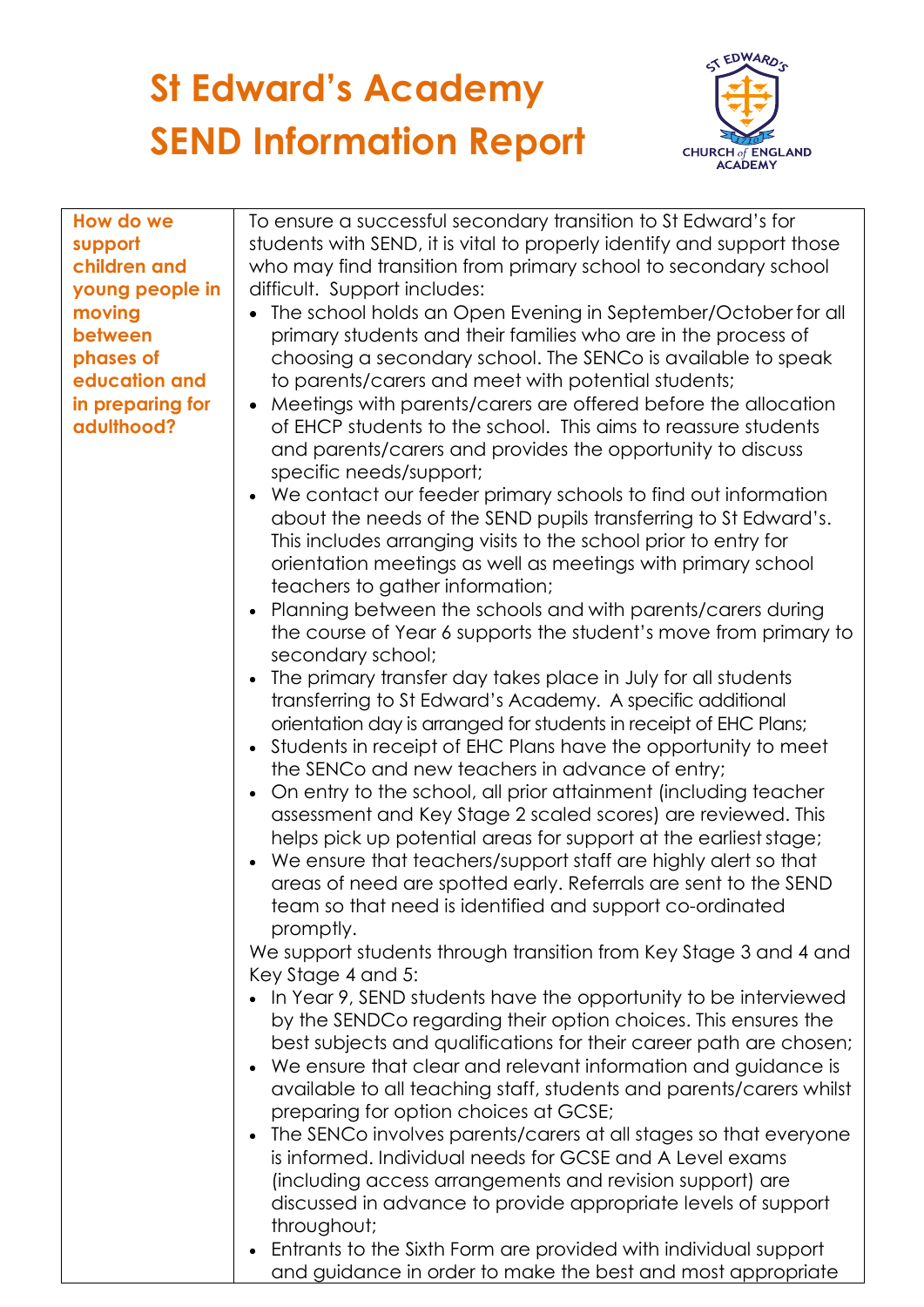# St Edward's Academy SEND Information Report

| How do we support children and young people in moving between phases of education and in preparing for adulthood? | To ensure a successful secondary transition to St Edward's for students with SEND, it is vital to properly identify and support those who may find transition from primary school to secondary school difficult. Support includes:<br>• The school holds an Open Evening in September/October for all primary students and their families who are in the process of choosing a secondary school. The SENCo is available to speak to parents/carers and meet with potential students;<br>• Meetings with parents/carers are offered before the allocation of EHCP students to the school. This aims to reassure students and parents/carers and provides the opportunity to discuss specific needs/support;<br>• We contact our feeder primary schools to find out information about the needs of the SEND pupils transferring to St Edward's. This includes arranging visits to the school prior to entry for orientation meetings as well as meetings with primary school teachers to gather information;<br>• Planning between the schools and with parents/carers during the course of Year 6 supports the student's move from primary to secondary school;<br>• The primary transfer day takes place in July for all students transferring to St Edward's Academy. A specific additional orientation day is arranged for students in receipt of EHC Plans;<br>• Students in receipt of EHC Plans have the opportunity to meet the SENCo and new teachers in advance of entry;<br>• On entry to the school, all prior attainment (including teacher assessment and Key Stage 2 scaled scores) are reviewed. This helps pick up potential areas for support at the earliest stage;<br>• We ensure that teachers/support staff are highly alert so that areas of need are spotted early. Referrals are sent to the SEND team so that need is identified and support co-ordinated promptly.<br>We support students through transition from Key Stage 3 and 4 and Key Stage 4 and 5:<br>• In Year 9, SEND students have the opportunity to be interviewed by the SENDCo regarding their option choices. This ensures the best subjects and qualifications for their career path are chosen;<br>• We ensure that clear and relevant information and guidance is available to all teaching staff, students and parents/carers whilst preparing for option choices at GCSE;<br>• The SENCo involves parents/carers at all stages so that everyone is informed. Individual needs for GCSE and A Level exams (including access arrangements and revision support) are discussed in advance to provide appropriate levels of support throughout;<br>• Entrants to the Sixth Form are provided with individual support and guidance in order to make the best and most appropriate |
|---|---|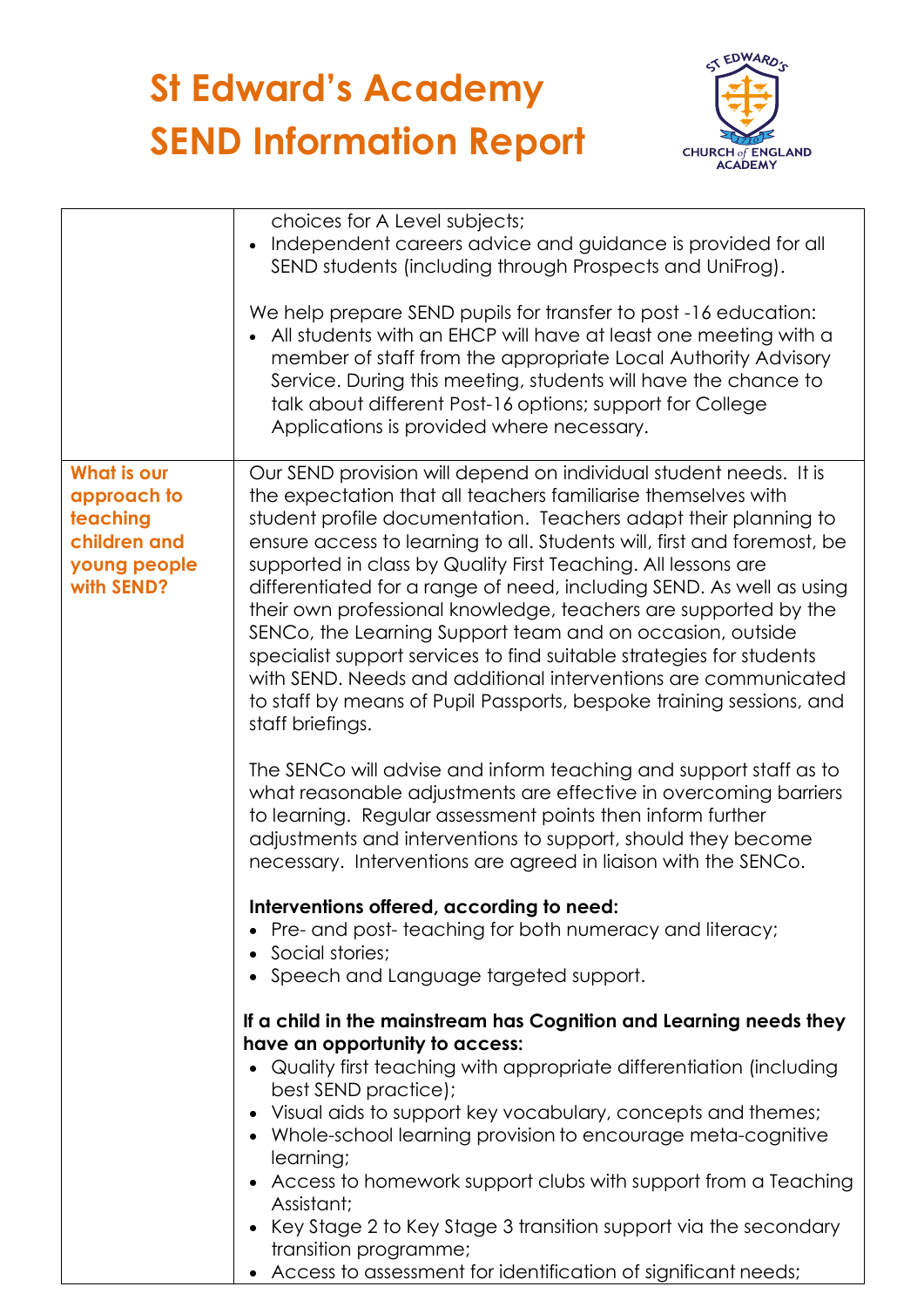# St Edward's Academy SEND Information Report

| | |
|---|---|
| | choices for A Level subjects;<br>• Independent careers advice and guidance is provided for all SEND students (including through Prospects and UniFrog).<br><br>We help prepare SEND pupils for transfer to post -16 education:<br>• All students with an EHCP will have at least one meeting with a member of staff from the appropriate Local Authority Advisory Service. During this meeting, students will have the chance to talk about different Post-16 options; support for College Applications is provided where necessary. |
| **What is our approach to teaching children and young people with SEND?** | Our SEND provision will depend on individual student needs. It is the expectation that all teachers familiarise themselves with student profile documentation. Teachers adapt their planning to ensure access to learning to all. Students will, first and foremost, be supported in class by Quality First Teaching. All lessons are differentiated for a range of need, including SEND. As well as using their own professional knowledge, teachers are supported by the SENCo, the Learning Support team and on occasion, outside specialist support services to find suitable strategies for students with SEND. Needs and additional interventions are communicated to staff by means of Pupil Passports, bespoke training sessions, and staff briefings.<br><br>The SENCo will advise and inform teaching and support staff as to what reasonable adjustments are effective in overcoming barriers to learning. Regular assessment points then inform further adjustments and interventions to support, should they become necessary. Interventions are agreed in liaison with the SENCo.<br><br>**Interventions offered, according to need:**<br>• Pre- and post- teaching for both numeracy and literacy;<br>• Social stories;<br>• Speech and Language targeted support.<br><br>**If a child in the mainstream has Cognition and Learning needs they have an opportunity to access:**<br>• Quality first teaching with appropriate differentiation (including best SEND practice);<br>• Visual aids to support key vocabulary, concepts and themes;<br>• Whole-school learning provision to encourage meta-cognitive learning;<br>• Access to homework support clubs with support from a Teaching Assistant;<br>• Key Stage 2 to Key Stage 3 transition support via the secondary transition programme;<br>• Access to assessment for identification of significant needs; |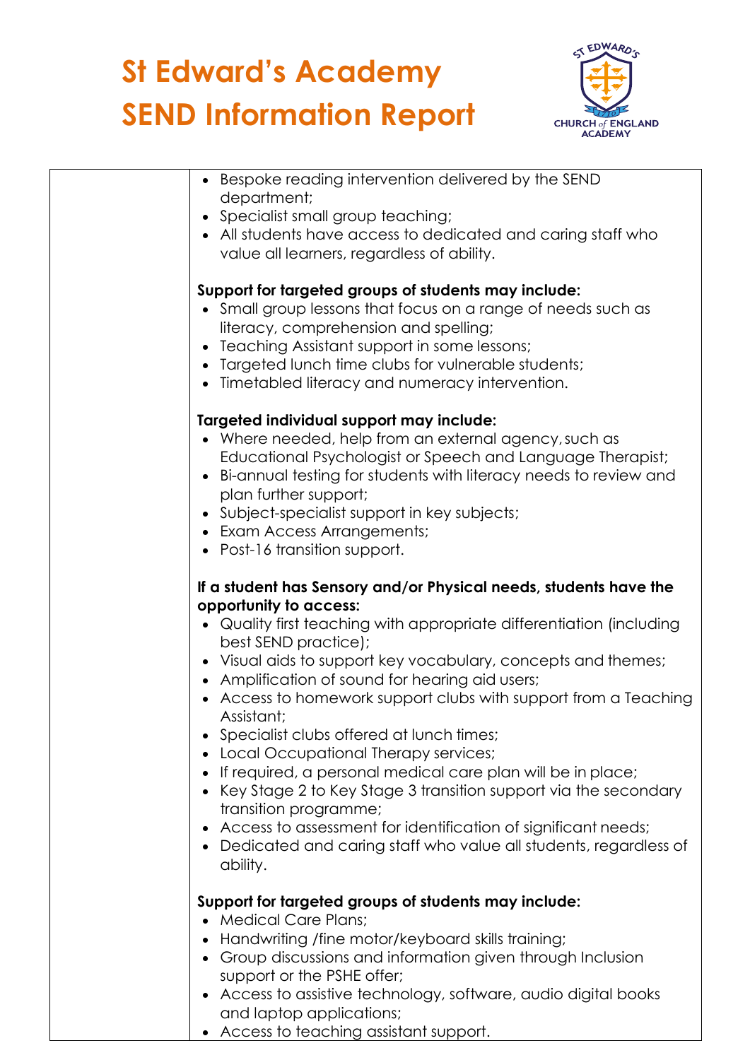# St Edward's Academy SEND Information Report

| | |
|---|---|
| | • Bespoke reading intervention delivered by the SEND department;<br>• Specialist small group teaching;<br>• All students have access to dedicated and caring staff who value all learners, regardless of ability.<br><br>**Support for targeted groups of students may include:**<br>• Small group lessons that focus on a range of needs such as literacy, comprehension and spelling;<br>• Teaching Assistant support in some lessons;<br>• Targeted lunch time clubs for vulnerable students;<br>• Timetabled literacy and numeracy intervention.<br><br>**Targeted individual support may include:**<br>• Where needed, help from an external agency, such as Educational Psychologist or Speech and Language Therapist;<br>• Bi-annual testing for students with literacy needs to review and plan further support;<br>• Subject-specialist support in key subjects;<br>• Exam Access Arrangements;<br>• Post-16 transition support.<br><br>**If a student has Sensory and/or Physical needs, students have the opportunity to access:**<br>• Quality first teaching with appropriate differentiation (including best SEND practice);<br>• Visual aids to support key vocabulary, concepts and themes;<br>• Amplification of sound for hearing aid users;<br>• Access to homework support clubs with support from a Teaching Assistant;<br>• Specialist clubs offered at lunch times;<br>• Local Occupational Therapy services;<br>• If required, a personal medical care plan will be in place;<br>• Key Stage 2 to Key Stage 3 transition support via the secondary transition programme;<br>• Access to assessment for identification of significant needs;<br>• Dedicated and caring staff who value all students, regardless of ability.<br><br>**Support for targeted groups of students may include:**<br>• Medical Care Plans;<br>• Handwriting /fine motor/keyboard skills training;<br>• Group discussions and information given through Inclusion support or the PSHE offer;<br>• Access to assistive technology, software, audio digital books and laptop applications;<br>• Access to teaching assistant support. |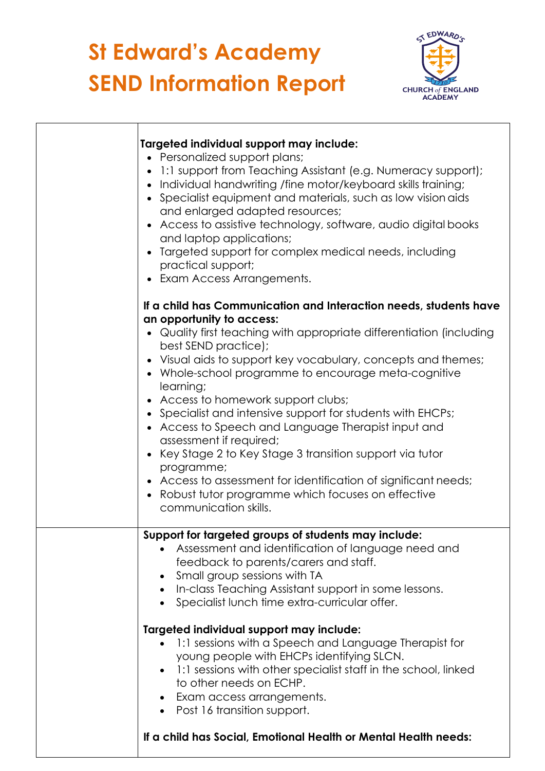# St Edward's Academy SEND Information Report

| | |
|---|---|
| | **Targeted individual support may include:**<br>• Personalized support plans;<br>• 1:1 support from Teaching Assistant (e.g. Numeracy support);<br>• Individual handwriting /fine motor/keyboard skills training;<br>• Specialist equipment and materials, such as low vision aids and enlarged adapted resources;<br>• Access to assistive technology, software, audio digital books and laptop applications;<br>• Targeted support for complex medical needs, including practical support;<br>• Exam Access Arrangements.<br><br>**If a child has Communication and Interaction needs, students have an opportunity to access:**<br>• Quality first teaching with appropriate differentiation (including best SEND practice);<br>• Visual aids to support key vocabulary, concepts and themes;<br>• Whole-school programme to encourage meta-cognitive learning;<br>• Access to homework support clubs;<br>• Specialist and intensive support for students with EHCPs;<br>• Access to Speech and Language Therapist input and assessment if required;<br>• Key Stage 2 to Key Stage 3 transition support via tutor programme;<br>• Access to assessment for identification of significant needs;<br>• Robust tutor programme which focuses on effective communication skills. |
| | **Support for targeted groups of students may include:**<br>• Assessment and identification of language need and feedback to parents/carers and staff.<br>• Small group sessions with TA<br>• In-class Teaching Assistant support in some lessons.<br>• Specialist lunch time extra-curricular offer.<br><br>**Targeted individual support may include:**<br>• 1:1 sessions with a Speech and Language Therapist for young people with EHCPs identifying SLCN.<br>• 1:1 sessions with other specialist staff in the school, linked to other needs on ECHP.<br>• Exam access arrangements.<br>• Post 16 transition support.<br><br>**If a child has Social, Emotional Health or Mental Health needs:** |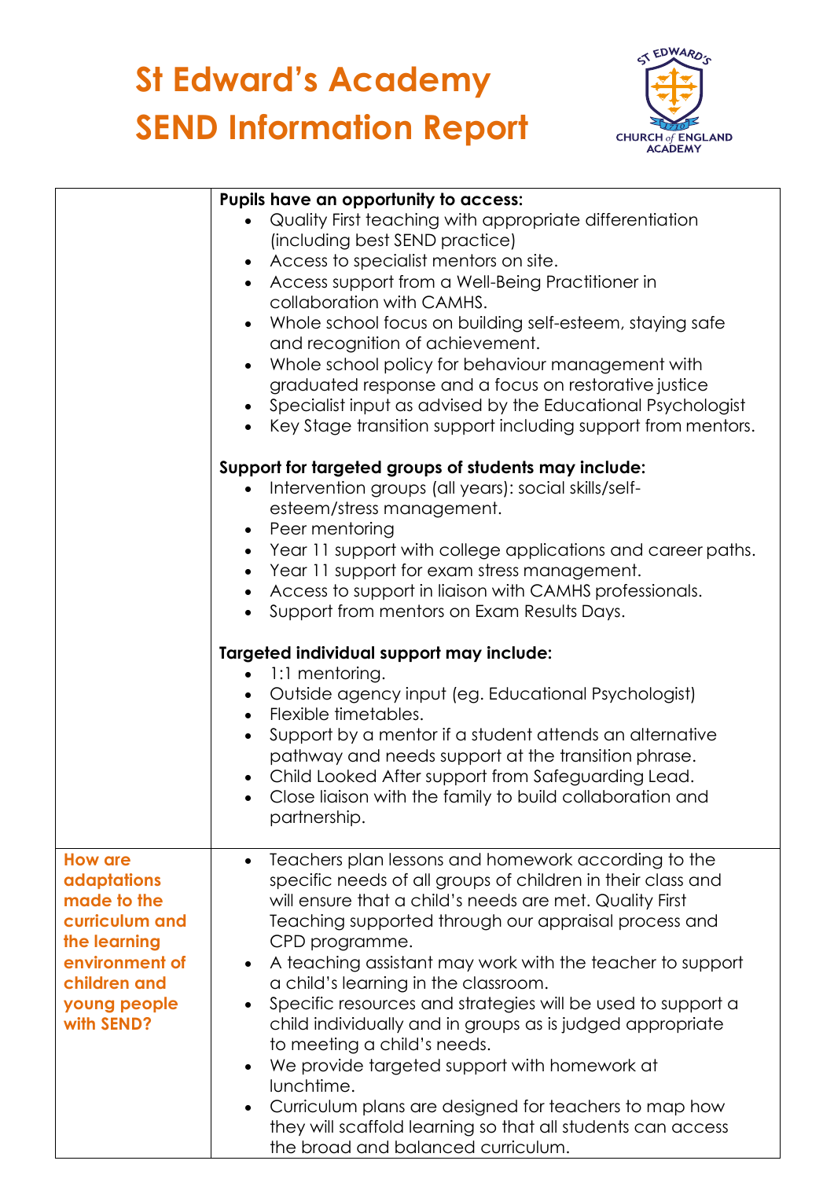# St Edward's Academy SEND Information Report

| | |
|---|---|
| | **Pupils have an opportunity to access:**<br>• Quality First teaching with appropriate differentiation (including best SEND practice)<br>• Access to specialist mentors on site.<br>• Access support from a Well-Being Practitioner in collaboration with CAMHS.<br>• Whole school focus on building self-esteem, staying safe and recognition of achievement.<br>• Whole school policy for behaviour management with graduated response and a focus on restorative justice<br>• Specialist input as advised by the Educational Psychologist<br>• Key Stage transition support including support from mentors.<br><br>**Support for targeted groups of students may include:**<br>• Intervention groups (all years): social skills/self-esteem/stress management.<br>• Peer mentoring<br>• Year 11 support with college applications and career paths.<br>• Year 11 support for exam stress management.<br>• Access to support in liaison with CAMHS professionals.<br>• Support from mentors on Exam Results Days.<br><br>**Targeted individual support may include:**<br>• 1:1 mentoring.<br>• Outside agency input (eg. Educational Psychologist)<br>• Flexible timetables.<br>• Support by a mentor if a student attends an alternative pathway and needs support at the transition phrase.<br>• Child Looked After support from Safeguarding Lead.<br>• Close liaison with the family to build collaboration and partnership. |
| **How are adaptations made to the curriculum and the learning environment of children and young people with SEND?** | • Teachers plan lessons and homework according to the specific needs of all groups of children in their class and will ensure that a child's needs are met. Quality First Teaching supported through our appraisal process and CPD programme.<br>• A teaching assistant may work with the teacher to support a child's learning in the classroom.<br>• Specific resources and strategies will be used to support a child individually and in groups as is judged appropriate to meeting a child's needs.<br>• We provide targeted support with homework at lunchtime.<br>• Curriculum plans are designed for teachers to map how they will scaffold learning so that all students can access the broad and balanced curriculum. |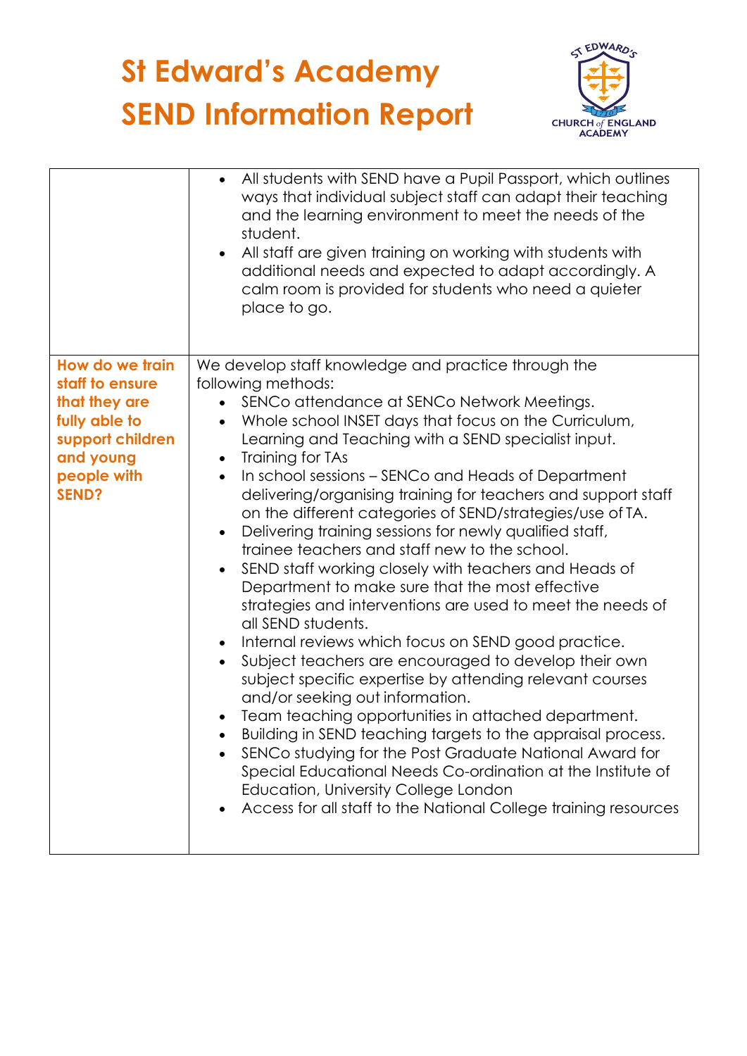# St Edward's Academy
# SEND Information Report

| | |
|---|---|
| | • All students with SEND have a Pupil Passport, which outlines ways that individual subject staff can adapt their teaching and the learning environment to meet the needs of the student.<br>• All staff are given training on working with students with additional needs and expected to adapt accordingly. A calm room is provided for students who need a quieter place to go. |
| **How do we train staff to ensure that they are fully able to support children and young people with SEND?** | We develop staff knowledge and practice through the following methods:<br>• SENCo attendance at SENCo Network Meetings.<br>• Whole school INSET days that focus on the Curriculum, Learning and Teaching with a SEND specialist input.<br>• Training for TAs<br>• In school sessions – SENCo and Heads of Department delivering/organising training for teachers and support staff on the different categories of SEND/strategies/use of TA.<br>• Delivering training sessions for newly qualified staff, trainee teachers and staff new to the school.<br>• SEND staff working closely with teachers and Heads of Department to make sure that the most effective strategies and interventions are used to meet the needs of all SEND students.<br>• Internal reviews which focus on SEND good practice.<br>• Subject teachers are encouraged to develop their own subject specific expertise by attending relevant courses and/or seeking out information.<br>• Team teaching opportunities in attached department.<br>• Building in SEND teaching targets to the appraisal process.<br>• SENCo studying for the Post Graduate National Award for Special Educational Needs Co-ordination at the Institute of Education, University College London<br>• Access for all staff to the National College training resources |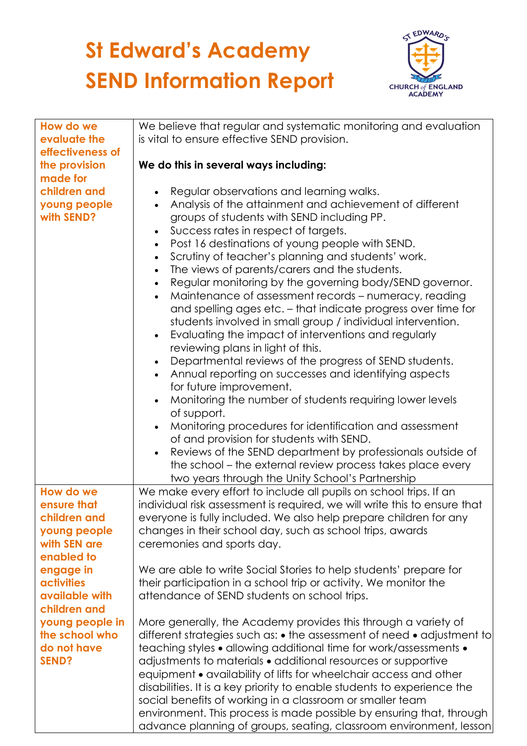# St Edward's Academy
# SEND Information Report

| | |
|---|---|
| **How do we evaluate the effectiveness of the provision made for children and young people with SEND?** | We believe that regular and systematic monitoring and evaluation is vital to ensure effective SEND provision.<br><br>**We do this in several ways including:**<br><br>• Regular observations and learning walks.<br>• Analysis of the attainment and achievement of different groups of students with SEND including PP.<br>• Success rates in respect of targets.<br>• Post 16 destinations of young people with SEND.<br>• Scrutiny of teacher's planning and students' work.<br>• The views of parents/carers and the students.<br>• Regular monitoring by the governing body/SEND governor.<br>• Maintenance of assessment records – numeracy, reading and spelling ages etc. – that indicate progress over time for students involved in small group / individual intervention.<br>• Evaluating the impact of interventions and regularly reviewing plans in light of this.<br>• Departmental reviews of the progress of SEND students.<br>• Annual reporting on successes and identifying aspects for future improvement.<br>• Monitoring the number of students requiring lower levels of support.<br>• Monitoring procedures for identification and assessment of and provision for students with SEND.<br>• Reviews of the SEND department by professionals outside of the school – the external review process takes place every two years through the Unity School's Partnership |
| **How do we ensure that children and young people with SEN are enabled to engage in activities available with children and young people in the school who do not have SEND?** | We make every effort to include all pupils on school trips. If an individual risk assessment is required, we will write this to ensure that everyone is fully included. We also help prepare children for any changes in their school day, such as school trips, awards ceremonies and sports day.<br><br>We are able to write Social Stories to help students' prepare for their participation in a school trip or activity. We monitor the attendance of SEND students on school trips.<br><br>More generally, the Academy provides this through a variety of different strategies such as: • the assessment of need • adjustment to teaching styles • allowing additional time for work/assessments • adjustments to materials • additional resources or supportive equipment • availability of lifts for wheelchair access and other disabilities. It is a key priority to enable students to experience the social benefits of working in a classroom or smaller team environment. This process is made possible by ensuring that, through advance planning of groups, seating, classroom environment, lesson |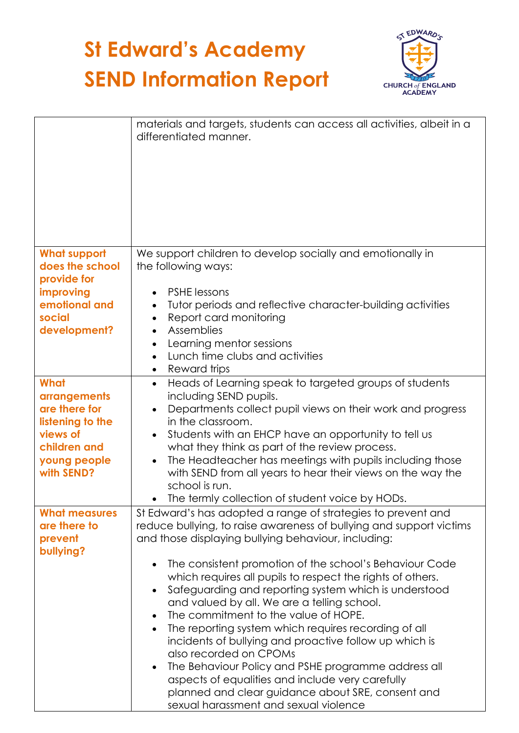| | |
|---|---|
| | materials and targets, students can access all activities, albeit in a differentiated manner. |
| **What support does the school provide for improving emotional and social development?** | We support children to develop socially and emotionally in the following ways:<br><br>• PSHE lessons<br>• Tutor periods and reflective character-building activities<br>• Report card monitoring<br>• Assemblies<br>• Learning mentor sessions<br>• Lunch time clubs and activities<br>• Reward trips |
| **What arrangements are there for listening to the views of children and young people with SEND?** | • Heads of Learning speak to targeted groups of students including SEND pupils.<br>• Departments collect pupil views on their work and progress in the classroom.<br>• Students with an EHCP have an opportunity to tell us what they think as part of the review process.<br>• The Headteacher has meetings with pupils including those with SEND from all years to hear their views on the way the school is run.<br>• The termly collection of student voice by HODs. |
| **What measures are there to prevent bullying?** | St Edward's has adopted a range of strategies to prevent and reduce bullying, to raise awareness of bullying and support victims and those displaying bullying behaviour, including:<br><br>• The consistent promotion of the school's Behaviour Code which requires all pupils to respect the rights of others.<br>• Safeguarding and reporting system which is understood and valued by all. We are a telling school.<br>• The commitment to the value of HOPE.<br>• The reporting system which requires recording of all incidents of bullying and proactive follow up which is also recorded on CPOMs<br>• The Behaviour Policy and PSHE programme address all aspects of equalities and include very carefully planned and clear guidance about SRE, consent and sexual harassment and sexual violence |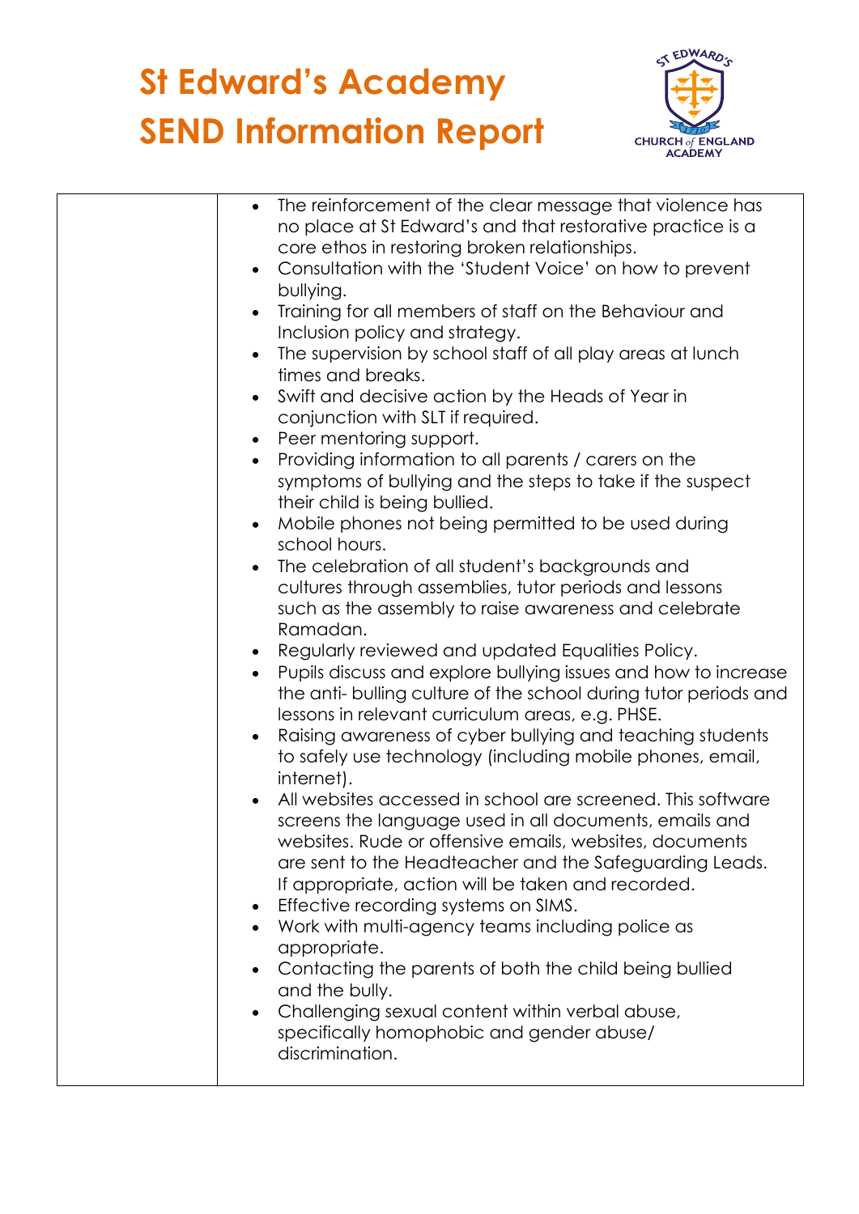# St Edward's Academy
# SEND Information Report

| | |
|---|---|
| | • The reinforcement of the clear message that violence has no place at St Edward's and that restorative practice is a core ethos in restoring broken relationships.<br>• Consultation with the 'Student Voice' on how to prevent bullying.<br>• Training for all members of staff on the Behaviour and Inclusion policy and strategy.<br>• The supervision by school staff of all play areas at lunch times and breaks.<br>• Swift and decisive action by the Heads of Year in conjunction with SLT if required.<br>• Peer mentoring support.<br>• Providing information to all parents / carers on the symptoms of bullying and the steps to take if the suspect their child is being bullied.<br>• Mobile phones not being permitted to be used during school hours.<br>• The celebration of all student's backgrounds and cultures through assemblies, tutor periods and lessons such as the assembly to raise awareness and celebrate Ramadan.<br>• Regularly reviewed and updated Equalities Policy.<br>• Pupils discuss and explore bullying issues and how to increase the anti- bulling culture of the school during tutor periods and lessons in relevant curriculum areas, e.g. PHSE.<br>• Raising awareness of cyber bullying and teaching students to safely use technology (including mobile phones, email, internet).<br>• All websites accessed in school are screened. This software screens the language used in all documents, emails and websites. Rude or offensive emails, websites, documents are sent to the Headteacher and the Safeguarding Leads. If appropriate, action will be taken and recorded.<br>• Effective recording systems on SIMS.<br>• Work with multi-agency teams including police as appropriate.<br>• Contacting the parents of both the child being bullied and the bully.<br>• Challenging sexual content within verbal abuse, specifically homophobic and gender abuse/ discrimination. |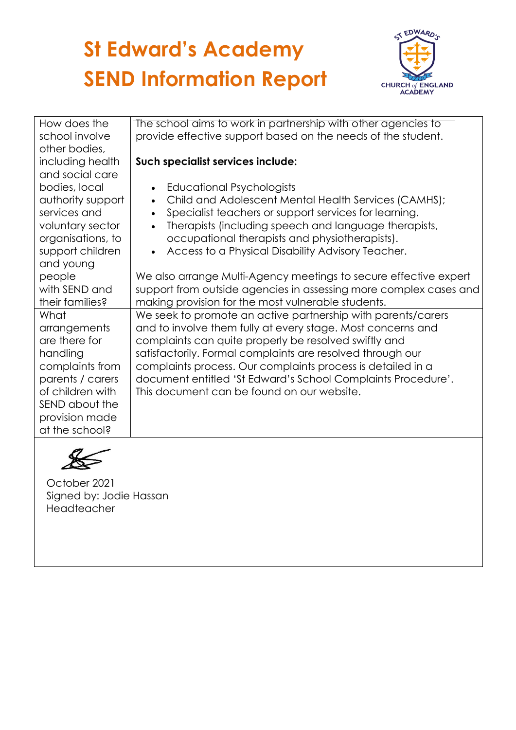# St Edward's Academy
# SEND Information Report

| | |
|---|---|
| How does the school involve other bodies, including health and social care bodies, local authority support services and voluntary sector organisations, to support children and young people with SEND and their families? | The school aims to work in partnership with other agencies to provide effective support based on the needs of the student.<br><br>**Such specialist services include:**<br><br>• Educational Psychologists<br>• Child and Adolescent Mental Health Services (CAMHS);<br>• Specialist teachers or support services for learning.<br>• Therapists (including speech and language therapists, occupational therapists and physiotherapists).<br>• Access to a Physical Disability Advisory Teacher.<br><br>We also arrange Multi-Agency meetings to secure effective expert support from outside agencies in assessing more complex cases and making provision for the most vulnerable students. |
| What arrangements are there for handling complaints from parents / carers of children with SEND about the provision made at the school? | We seek to promote an active partnership with parents/carers and to involve them fully at every stage. Most concerns and complaints can quite properly be resolved swiftly and satisfactorily. Formal complaints are resolved through our complaints process. Our complaints process is detailed in a document entitled 'St Edward's School Complaints Procedure'. This document can be found on our website. |

October 2021
Signed by: Jodie Hassan
Headteacher